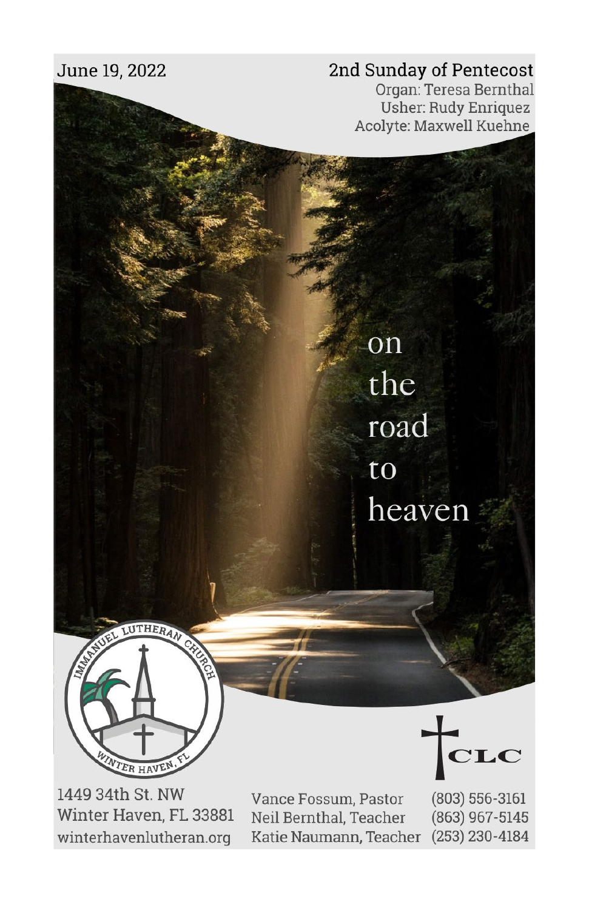June 19, 2022

2nd Sunday of Pentecost

Organ: Teresa Bernthal
Usher: Rudy Enriquez
Acolyte: Maxwell Kuehne

# on the road to heaven

IMMANUEL LUTHERAN CHURCH
WINTER HAVEN, FL

CLC

1449 34th St. NW
Winter Haven, FL 33881
winterhavenlutheran.org

Vance Fossum, Pastor (803) 556-3161
Neil Bernthal, Teacher (863) 967-5145
Katie Naumann, Teacher (253) 230-4184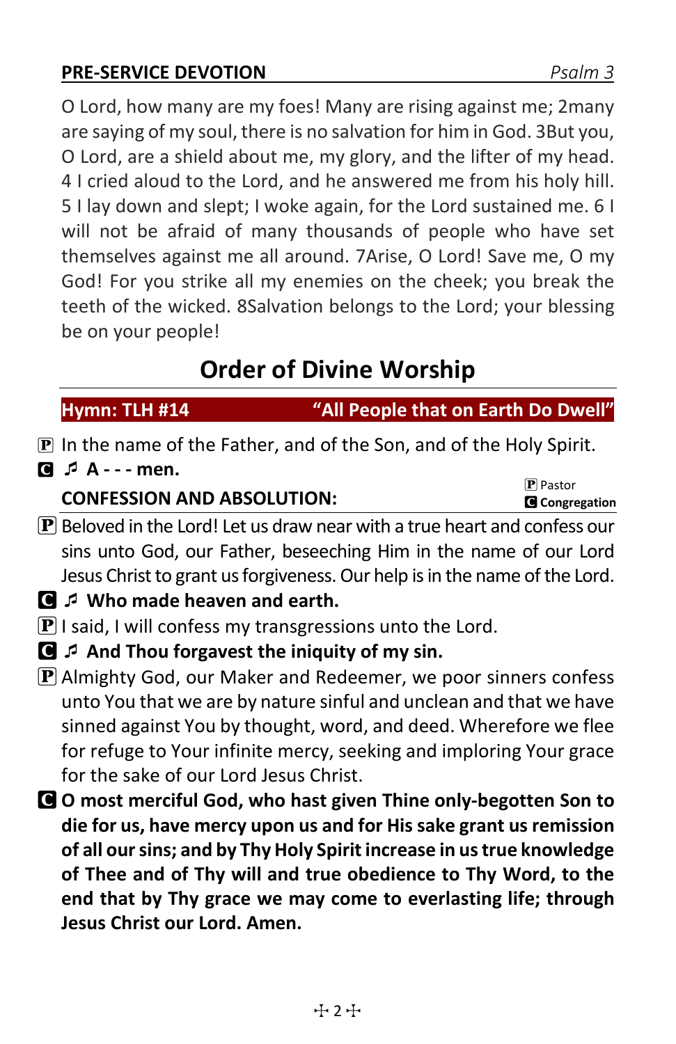## PRE-SERVICE DEVOTION *Psalm 3*

O Lord, how many are my foes! Many are rising against me; 2many are saying of my soul, there is no salvation for him in God. 3But you, O Lord, are a shield about me, my glory, and the lifter of my head. 4 I cried aloud to the Lord, and he answered me from his holy hill. 5 I lay down and slept; I woke again, for the Lord sustained me. 6 I will not be afraid of many thousands of people who have set themselves against me all around. 7Arise, O Lord! Save me, O my God! For you strike all my enemies on the cheek; you break the teeth of the wicked. 8Salvation belongs to the Lord; your blessing be on your people!

# Order of Divine Worship

**Hymn: TLH #14 "All People that on Earth Do Dwell"**

P In the name of the Father, and of the Son, and of the Holy Spirit.

C ♬ **A - - - men.**

P Pastor
**C Congregation**

**CONFESSION AND ABSOLUTION:**

P Beloved in the Lord! Let us draw near with a true heart and confess our sins unto God, our Father, beseeching Him in the name of our Lord Jesus Christ to grant us forgiveness. Our help is in the name of the Lord.

C ♬ **Who made heaven and earth.**

P I said, I will confess my transgressions unto the Lord.

C ♬ **And Thou forgavest the iniquity of my sin.**

P Almighty God, our Maker and Redeemer, we poor sinners confess unto You that we are by nature sinful and unclean and that we have sinned against You by thought, word, and deed. Wherefore we flee for refuge to Your infinite mercy, seeking and imploring Your grace for the sake of our Lord Jesus Christ.

C **O most merciful God, who hast given Thine only-begotten Son to die for us, have mercy upon us and for His sake grant us remission of all our sins; and by Thy Holy Spirit increase in us true knowledge of Thee and of Thy will and true obedience to Thy Word, to the end that by Thy grace we may come to everlasting life; through Jesus Christ our Lord. Amen.**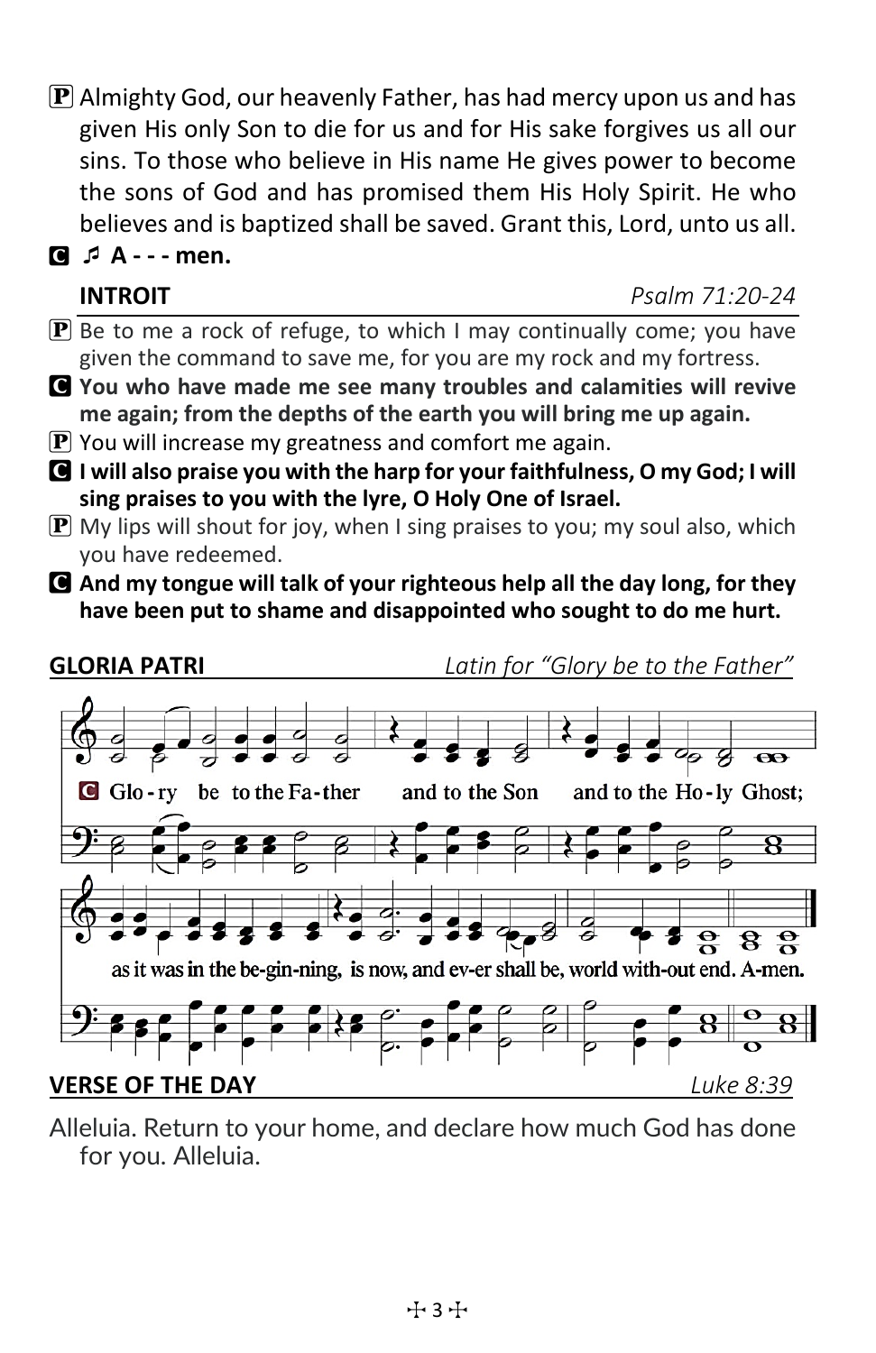**P** Almighty God, our heavenly Father, has had mercy upon us and has given His only Son to die for us and for His sake forgives us all our sins. To those who believe in His name He gives power to become the sons of God and has promised them His Holy Spirit. He who believes and is baptized shall be saved. Grant this, Lord, unto us all.

**C** ♫ **A - - - men.**

**INTROIT** *Psalm 71:20-24*

**P** Be to me a rock of refuge, to which I may continually come; you have given the command to save me, for you are my rock and my fortress.

**C** **You who have made me see many troubles and calamities will revive me again; from the depths of the earth you will bring me up again.**

**P** You will increase my greatness and comfort me again.

**C** **I will also praise you with the harp for your faithfulness, O my God; I will sing praises to you with the lyre, O Holy One of Israel.**

**P** My lips will shout for joy, when I sing praises to you; my soul also, which you have redeemed.

**C** **And my tongue will talk of your righteous help all the day long, for they have been put to shame and disappointed who sought to do me hurt.**

**GLORIA PATRI** *Latin for "Glory be to the Father"*

**C** Glo - ry be to the Fa - ther and to the Son and to the Ho - ly Ghost; as it was in the be-gin-ning, is now, and ev-er shall be, world with-out end. A-men.

**VERSE OF THE DAY** *Luke 8:39*

Alleluia. Return to your home, and declare how much God has done for you. Alleluia.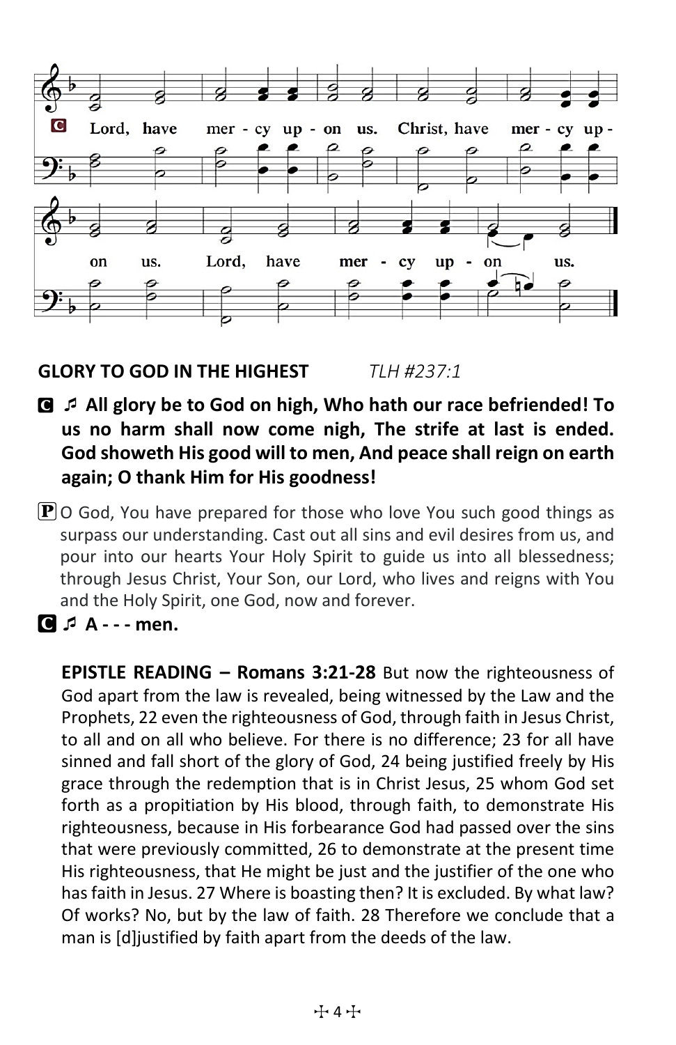C Lord, have mer - cy up - on us. Christ, have mer - cy up - on us. Lord, have mer - cy up - on us.

**GLORY TO GOD IN THE HIGHEST** *TLH #237:1*

**C** ♬ **All glory be to God on high, Who hath our race befriended! To us no harm shall now come nigh, The strife at last is ended. God showeth His good will to men, And peace shall reign on earth again; O thank Him for His goodness!**

**P** O God, You have prepared for those who love You such good things as surpass our understanding. Cast out all sins and evil desires from us, and pour into our hearts Your Holy Spirit to guide us into all blessedness; through Jesus Christ, Your Son, our Lord, who lives and reigns with You and the Holy Spirit, one God, now and forever.

**C** ♬ **A - - - men.**

**EPISTLE READING – Romans 3:21-28** But now the righteousness of God apart from the law is revealed, being witnessed by the Law and the Prophets, 22 even the righteousness of God, through faith in Jesus Christ, to all and on all who believe. For there is no difference; 23 for all have sinned and fall short of the glory of God, 24 being justified freely by His grace through the redemption that is in Christ Jesus, 25 whom God set forth as a propitiation by His blood, through faith, to demonstrate His righteousness, because in His forbearance God had passed over the sins that were previously committed, 26 to demonstrate at the present time His righteousness, that He might be just and the justifier of the one who has faith in Jesus. 27 Where is boasting then? It is excluded. By what law? Of works? No, but by the law of faith. 28 Therefore we conclude that a man is [d]justified by faith apart from the deeds of the law.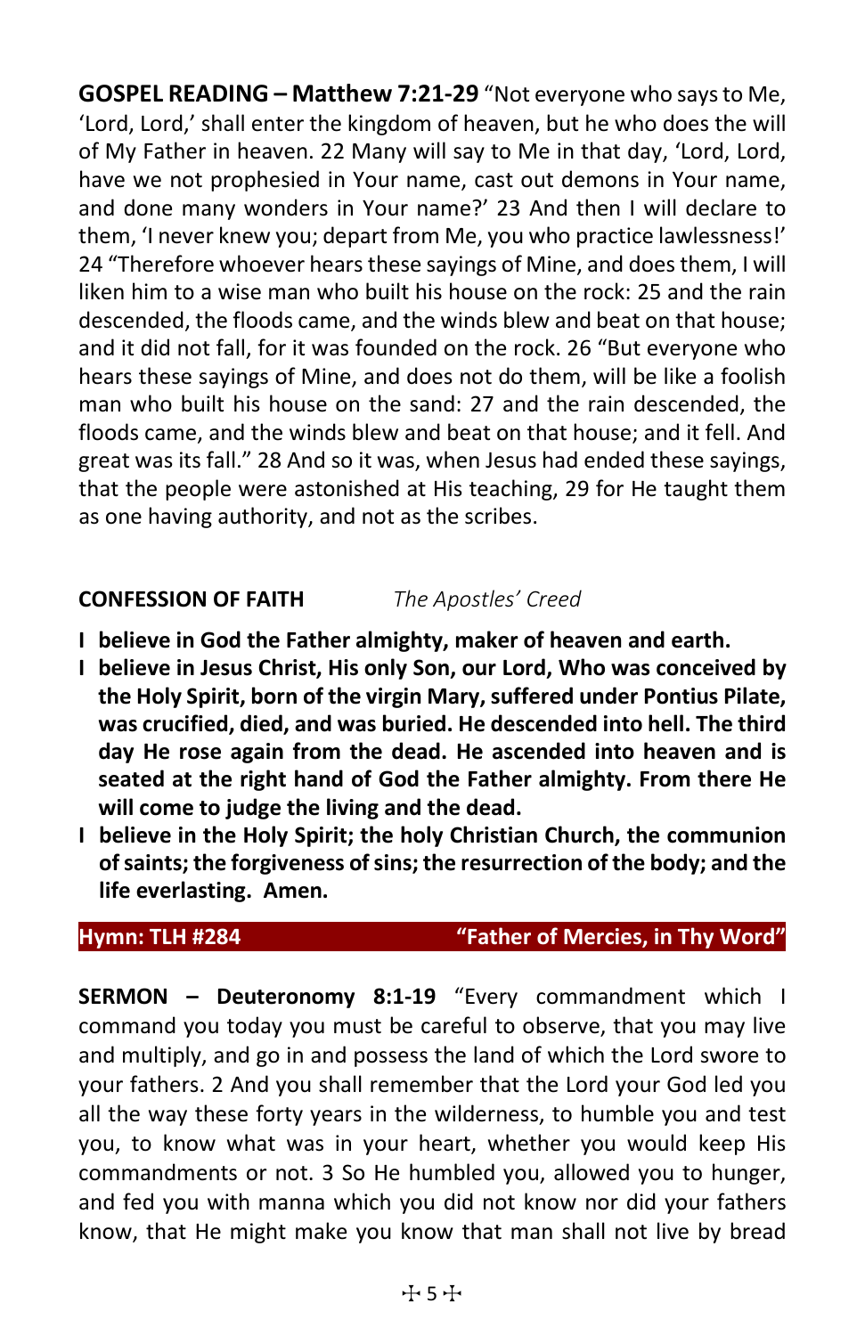**GOSPEL READING – Matthew 7:21-29** "Not everyone who says to Me, 'Lord, Lord,' shall enter the kingdom of heaven, but he who does the will of My Father in heaven. 22 Many will say to Me in that day, 'Lord, Lord, have we not prophesied in Your name, cast out demons in Your name, and done many wonders in Your name?' 23 And then I will declare to them, 'I never knew you; depart from Me, you who practice lawlessness!' 24 "Therefore whoever hears these sayings of Mine, and does them, I will liken him to a wise man who built his house on the rock: 25 and the rain descended, the floods came, and the winds blew and beat on that house; and it did not fall, for it was founded on the rock. 26 "But everyone who hears these sayings of Mine, and does not do them, will be like a foolish man who built his house on the sand: 27 and the rain descended, the floods came, and the winds blew and beat on that house; and it fell. And great was its fall." 28 And so it was, when Jesus had ended these sayings, that the people were astonished at His teaching, 29 for He taught them as one having authority, and not as the scribes.

**CONFESSION OF FAITH** *The Apostles' Creed*

**I believe in God the Father almighty, maker of heaven and earth.**

**I believe in Jesus Christ, His only Son, our Lord, Who was conceived by the Holy Spirit, born of the virgin Mary, suffered under Pontius Pilate, was crucified, died, and was buried. He descended into hell. The third day He rose again from the dead. He ascended into heaven and is seated at the right hand of God the Father almighty. From there He will come to judge the living and the dead.**

**I believe in the Holy Spirit; the holy Christian Church, the communion of saints; the forgiveness of sins; the resurrection of the body; and the life everlasting. Amen.**

**Hymn: TLH #284 "Father of Mercies, in Thy Word"**

**SERMON – Deuteronomy 8:1-19** "Every commandment which I command you today you must be careful to observe, that you may live and multiply, and go in and possess the land of which the Lord swore to your fathers. 2 And you shall remember that the Lord your God led you all the way these forty years in the wilderness, to humble you and test you, to know what was in your heart, whether you would keep His commandments or not. 3 So He humbled you, allowed you to hunger, and fed you with manna which you did not know nor did your fathers know, that He might make you know that man shall not live by bread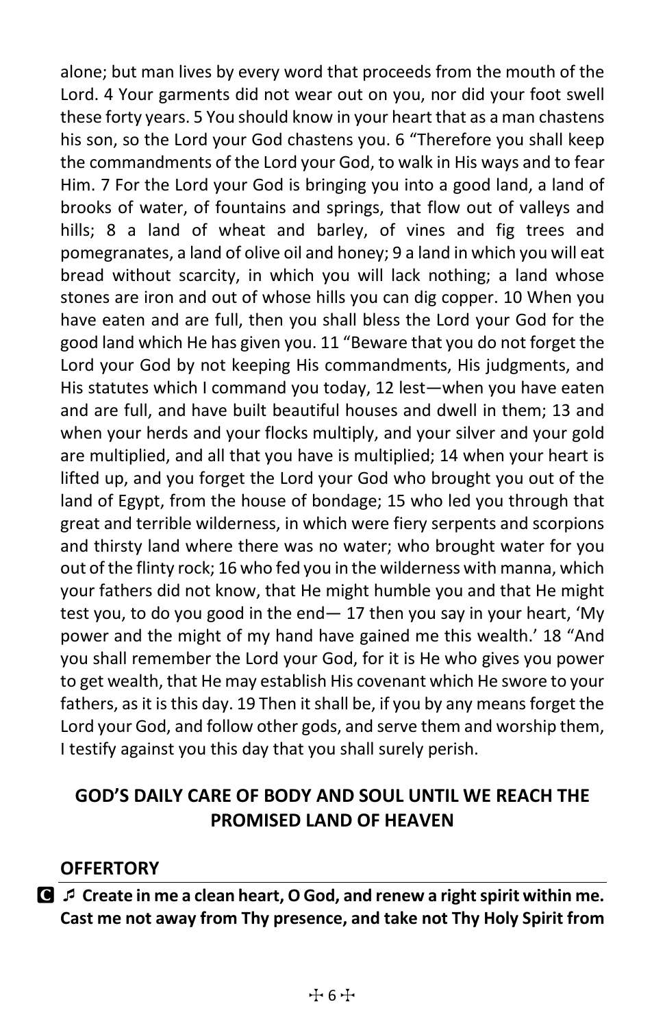alone; but man lives by every word that proceeds from the mouth of the Lord. 4 Your garments did not wear out on you, nor did your foot swell these forty years. 5 You should know in your heart that as a man chastens his son, so the Lord your God chastens you. 6 "Therefore you shall keep the commandments of the Lord your God, to walk in His ways and to fear Him. 7 For the Lord your God is bringing you into a good land, a land of brooks of water, of fountains and springs, that flow out of valleys and hills; 8 a land of wheat and barley, of vines and fig trees and pomegranates, a land of olive oil and honey; 9 a land in which you will eat bread without scarcity, in which you will lack nothing; a land whose stones are iron and out of whose hills you can dig copper. 10 When you have eaten and are full, then you shall bless the Lord your God for the good land which He has given you. 11 "Beware that you do not forget the Lord your God by not keeping His commandments, His judgments, and His statutes which I command you today, 12 lest—when you have eaten and are full, and have built beautiful houses and dwell in them; 13 and when your herds and your flocks multiply, and your silver and your gold are multiplied, and all that you have is multiplied; 14 when your heart is lifted up, and you forget the Lord your God who brought you out of the land of Egypt, from the house of bondage; 15 who led you through that great and terrible wilderness, in which were fiery serpents and scorpions and thirsty land where there was no water; who brought water for you out of the flinty rock; 16 who fed you in the wilderness with manna, which your fathers did not know, that He might humble you and that He might test you, to do you good in the end— 17 then you say in your heart, 'My power and the might of my hand have gained me this wealth.' 18 "And you shall remember the Lord your God, for it is He who gives you power to get wealth, that He may establish His covenant which He swore to your fathers, as it is this day. 19 Then it shall be, if you by any means forget the Lord your God, and follow other gods, and serve them and worship them, I testify against you this day that you shall surely perish.

## GOD'S DAILY CARE OF BODY AND SOUL UNTIL WE REACH THE PROMISED LAND OF HEAVEN

### OFFERTORY

**C** ♬ **Create in me a clean heart, O God, and renew a right spirit within me. Cast me not away from Thy presence, and take not Thy Holy Spirit from**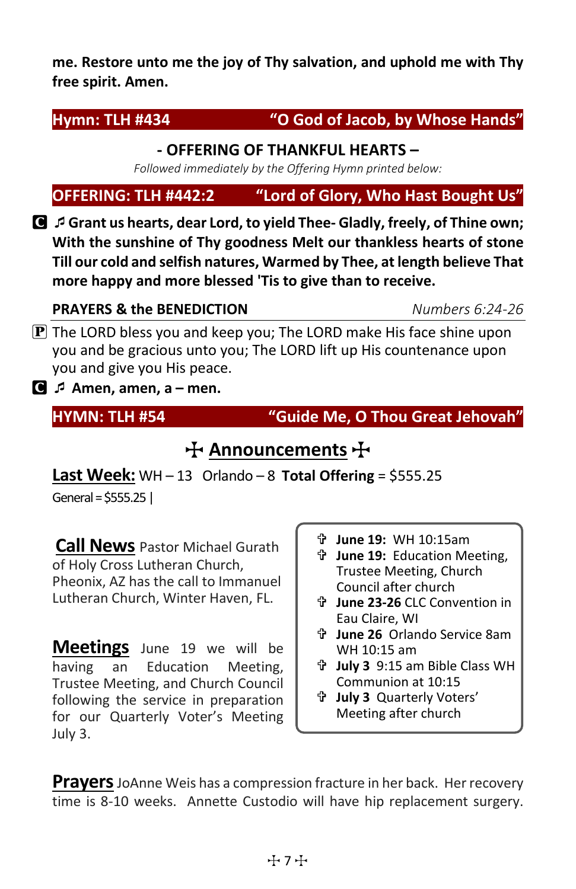**me. Restore unto me the joy of Thy salvation, and uphold me with Thy free spirit. Amen.**

## Hymn: TLH #434 "O God of Jacob, by Whose Hands"

### - OFFERING OF THANKFUL HEARTS –

*Followed immediately by the Offering Hymn printed below:*

## OFFERING: TLH #442:2 "Lord of Glory, Who Hast Bought Us"

**C ♬ Grant us hearts, dear Lord, to yield Thee- Gladly, freely, of Thine own; With the sunshine of Thy goodness Melt our thankless hearts of stone Till our cold and selfish natures, Warmed by Thee, at length believe That more happy and more blessed 'Tis to give than to receive.**

**PRAYERS & the BENEDICTION** *Numbers 6:24-26*

P The LORD bless you and keep you; The LORD make His face shine upon you and be gracious unto you; The LORD lift up His countenance upon you and give you His peace.

**C ♬ Amen, amen, a – men.**

## HYMN: TLH #54 "Guide Me, O Thou Great Jehovah"

## ✠ Announcements ✠

**Last Week:** WH – 13 Orlando – 8 **Total Offering** = $555.25

General = $555.25 |

**Call News** Pastor Michael Gurath of Holy Cross Lutheran Church, Pheonix, AZ has the call to Immanuel Lutheran Church, Winter Haven, FL.

**Meetings** June 19 we will be having an Education Meeting, Trustee Meeting, and Church Council following the service in preparation for our Quarterly Voter's Meeting July 3.

- **June 19:** WH 10:15am
- **June 19:** Education Meeting, Trustee Meeting, Church Council after church
- **June 23-26** CLC Convention in Eau Claire, WI
- **June 26** Orlando Service 8am WH 10:15 am
- **July 3** 9:15 am Bible Class WH Communion at 10:15
- **July 3** Quarterly Voters' Meeting after church

**Prayers** JoAnne Weis has a compression fracture in her back. Her recovery time is 8-10 weeks. Annette Custodio will have hip replacement surgery.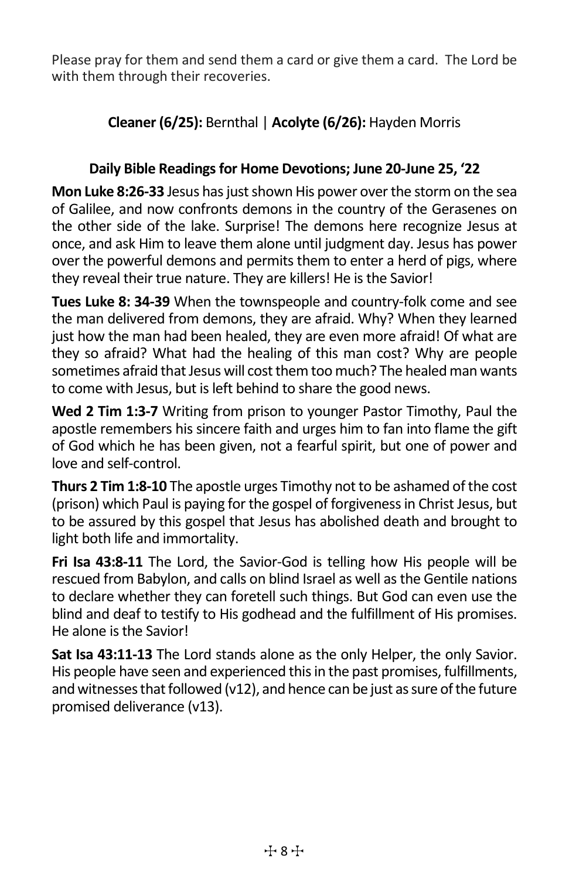Please pray for them and send them a card or give them a card. The Lord be with them through their recoveries.

**Cleaner (6/25):** Bernthal | **Acolyte (6/26):** Hayden Morris

## Daily Bible Readings for Home Devotions; June 20-June 25, '22

**Mon Luke 8:26-33** Jesus has just shown His power over the storm on the sea of Galilee, and now confronts demons in the country of the Gerasenes on the other side of the lake. Surprise! The demons here recognize Jesus at once, and ask Him to leave them alone until judgment day. Jesus has power over the powerful demons and permits them to enter a herd of pigs, where they reveal their true nature. They are killers! He is the Savior!

**Tues Luke 8: 34-39** When the townspeople and country-folk come and see the man delivered from demons, they are afraid. Why? When they learned just how the man had been healed, they are even more afraid! Of what are they so afraid? What had the healing of this man cost? Why are people sometimes afraid that Jesus will cost them too much? The healed man wants to come with Jesus, but is left behind to share the good news.

**Wed 2 Tim 1:3-7** Writing from prison to younger Pastor Timothy, Paul the apostle remembers his sincere faith and urges him to fan into flame the gift of God which he has been given, not a fearful spirit, but one of power and love and self-control.

**Thurs 2 Tim 1:8-10** The apostle urges Timothy not to be ashamed of the cost (prison) which Paul is paying for the gospel of forgiveness in Christ Jesus, but to be assured by this gospel that Jesus has abolished death and brought to light both life and immortality.

**Fri Isa 43:8-11** The Lord, the Savior-God is telling how His people will be rescued from Babylon, and calls on blind Israel as well as the Gentile nations to declare whether they can foretell such things. But God can even use the blind and deaf to testify to His godhead and the fulfillment of His promises. He alone is the Savior!

**Sat Isa 43:11-13** The Lord stands alone as the only Helper, the only Savior. His people have seen and experienced this in the past promises, fulfillments, and witnesses that followed (v12), and hence can be just as sure of the future promised deliverance (v13).